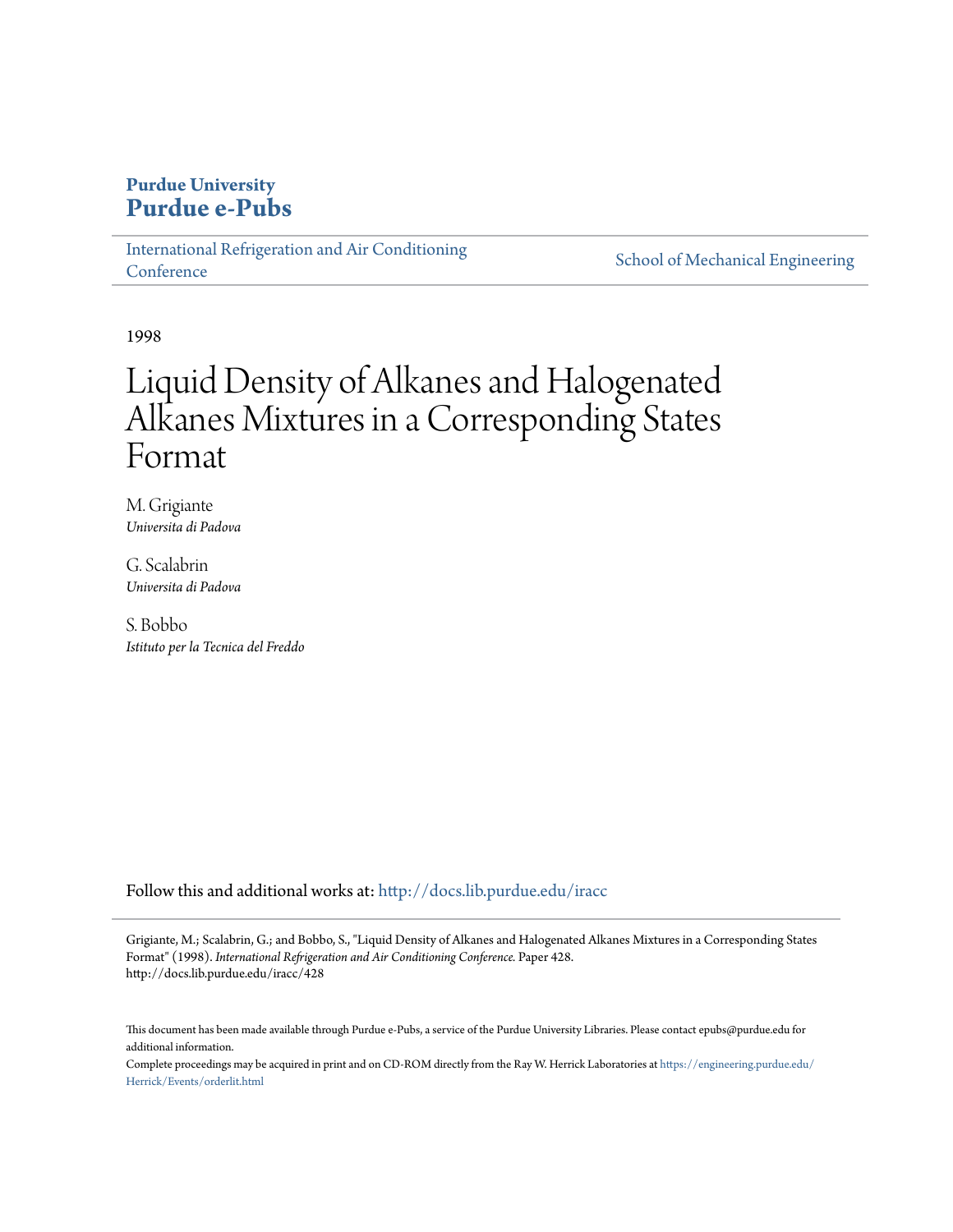**Purdue University**
**Purdue e-Pubs**

International Refrigeration and Air Conditioning Conference | School of Mechanical Engineering

1998

# Liquid Density of Alkanes and Halogenated Alkanes Mixtures in a Corresponding States Format

M. Grigiante
*Universita di Padova*

G. Scalabrin
*Universita di Padova*

S. Bobbo
*Istituto per la Tecnica del Freddo*

Follow this and additional works at: http://docs.lib.purdue.edu/iracc

Grigiante, M.; Scalabrin, G.; and Bobbo, S., "Liquid Density of Alkanes and Halogenated Alkanes Mixtures in a Corresponding States Format" (1998). *International Refrigeration and Air Conditioning Conference.* Paper 428.
http://docs.lib.purdue.edu/iracc/428

This document has been made available through Purdue e-Pubs, a service of the Purdue University Libraries. Please contact epubs@purdue.edu for additional information.

Complete proceedings may be acquired in print and on CD-ROM directly from the Ray W. Herrick Laboratories at https://engineering.purdue.edu/Herrick/Events/orderlit.html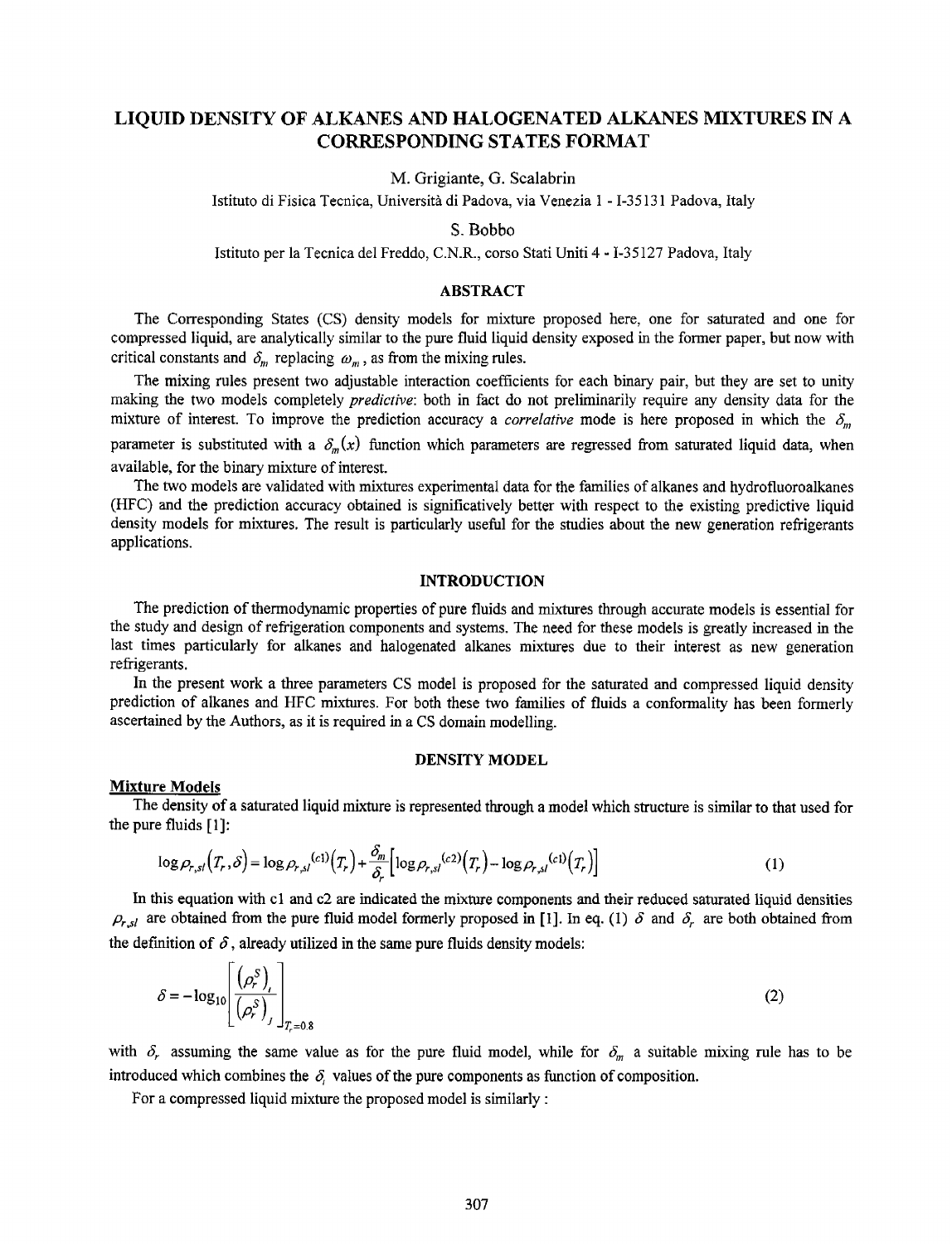# LIQUID DENSITY OF ALKANES AND HALOGENATED ALKANES MIXTURES IN A CORRESPONDING STATES FORMAT

M. Grigiante, G. Scalabrin

Istituto di Fisica Tecnica, Università di Padova, via Venezia 1 - I-35131 Padova, Italy

S. Bobbo

Istituto per la Tecnica del Freddo, C.N.R., corso Stati Uniti 4 - I-35127 Padova, Italy

## ABSTRACT

The Corresponding States (CS) density models for mixture proposed here, one for saturated and one for compressed liquid, are analytically similar to the pure fluid liquid density exposed in the former paper, but now with critical constants and $\delta_m$ replacing $\omega_m$, as from the mixing rules.

The mixing rules present two adjustable interaction coefficients for each binary pair, but they are set to unity making the two models completely *predictive*: both in fact do not preliminarily require any density data for the mixture of interest. To improve the prediction accuracy a *correlative* mode is here proposed in which the $\delta_m$ parameter is substituted with a $\delta_m(x)$ function which parameters are regressed from saturated liquid data, when available, for the binary mixture of interest.

The two models are validated with mixtures experimental data for the families of alkanes and hydrofluoroalkanes (HFC) and the prediction accuracy obtained is significatively better with respect to the existing predictive liquid density models for mixtures. The result is particularly useful for the studies about the new generation refrigerants applications.

## INTRODUCTION

The prediction of thermodynamic properties of pure fluids and mixtures through accurate models is essential for the study and design of refrigeration components and systems. The need for these models is greatly increased in the last times particularly for alkanes and halogenated alkanes mixtures due to their interest as new generation refrigerants.

In the present work a three parameters CS model is proposed for the saturated and compressed liquid density prediction of alkanes and HFC mixtures. For both these two families of fluids a conformality has been formerly ascertained by the Authors, as it is required in a CS domain modelling.

## DENSITY MODEL

### Mixture Models

The density of a saturated liquid mixture is represented through a model which structure is similar to that used for the pure fluids [1]:

$$\log \rho_{r,sl}(T_r,\delta) = \log \rho_{r,sl}{}^{(c1)}(T_r) + \frac{\delta_m}{\delta_r}\left[\log \rho_{r,sl}{}^{(c2)}(T_r) - \log \rho_{r,sl}{}^{(c1)}(T_r)\right] \quad (1)$$

In this equation with c1 and c2 are indicated the mixture components and their reduced saturated liquid densities $\rho_{r,sl}$ are obtained from the pure fluid model formerly proposed in [1]. In eq. (1) $\delta$ and $\delta_r$ are both obtained from the definition of $\delta$, already utilized in the same pure fluids density models:

$$\delta = -\log_{10}\left[\frac{\left(\rho_r^S\right)_i}{\left(\rho_r^S\right)_J}\right]_{T_r=0.8} \quad (2)$$

with $\delta_r$ assuming the same value as for the pure fluid model, while for $\delta_m$ a suitable mixing rule has to be introduced which combines the $\delta_i$ values of the pure components as function of composition.

For a compressed liquid mixture the proposed model is similarly :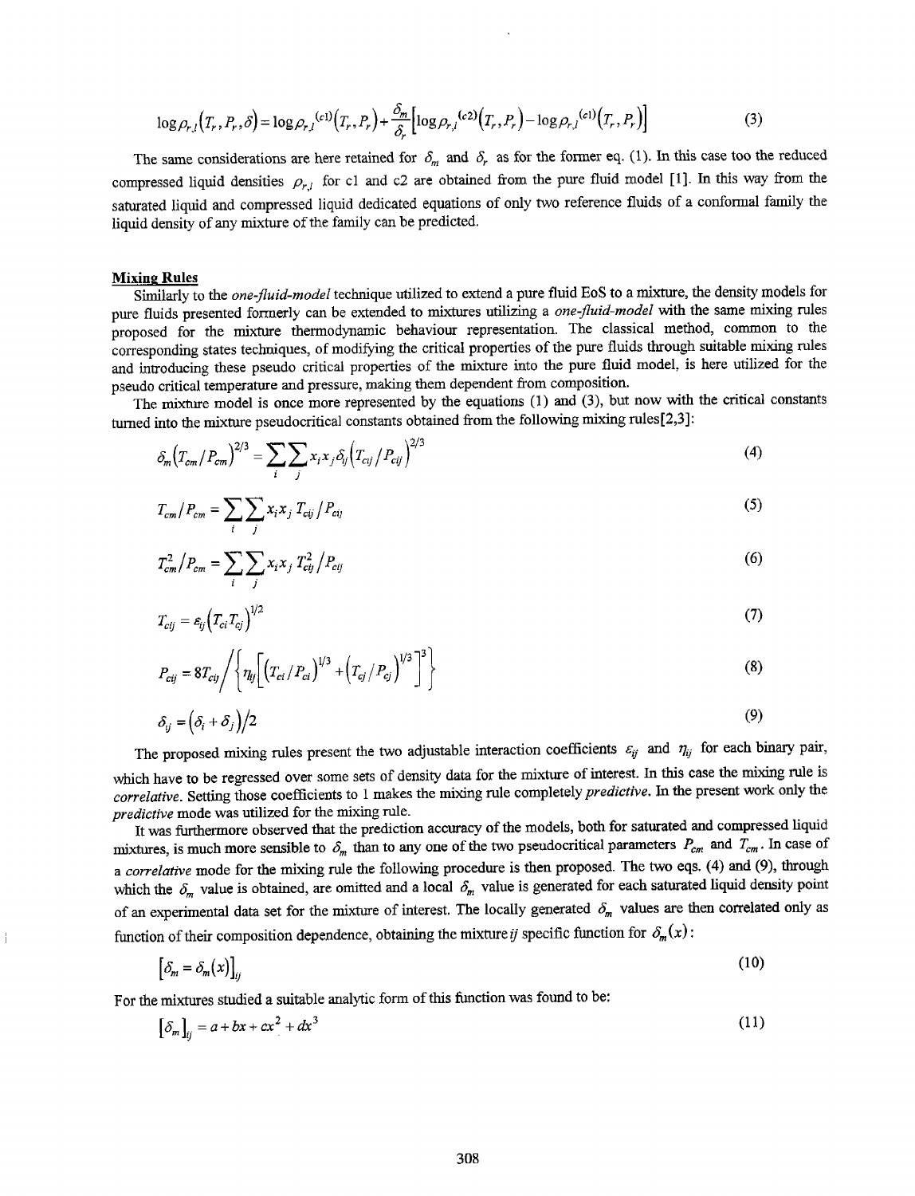$$\log \rho_{r,l}\left(T_r, P_r, \delta\right) = \log \rho_{r,l}{}^{(c1)}\left(T_r, P_r\right) + \frac{\delta_m}{\delta_r}\left[\log \rho_{r,l}{}^{(c2)}\left(T_r, P_r\right) - \log \rho_{r,l}{}^{(c1)}\left(T_r, P_r\right)\right] \tag{3}$$

The same considerations are here retained for $\delta_m$ and $\delta_r$ as for the former eq. (1). In this case too the reduced compressed liquid densities $\rho_{r,l}$ for c1 and c2 are obtained from the pure fluid model [1]. In this way from the saturated liquid and compressed liquid dedicated equations of only two reference fluids of a conformal family the liquid density of any mixture of the family can be predicted.

## Mixing Rules

Similarly to the *one-fluid-model* technique utilized to extend a pure fluid EoS to a mixture, the density models for pure fluids presented formerly can be extended to mixtures utilizing a *one-fluid-model* with the same mixing rules proposed for the mixture thermodynamic behaviour representation. The classical method, common to the corresponding states techniques, of modifying the critical properties of the pure fluids through suitable mixing rules and introducing these pseudo critical properties of the mixture into the pure fluid model, is here utilized for the pseudo critical temperature and pressure, making them dependent from composition.

The mixture model is once more represented by the equations (1) and (3), but now with the critical constants turned into the mixture pseudocritical constants obtained from the following mixing rules[2,3]:

$$\delta_m \left(T_{cm}/P_{cm}\right)^{2/3} = \sum_i \sum_j x_i x_j \delta_{ij} \left(T_{cij}/P_{cij}\right)^{2/3} \tag{4}$$

$$T_{cm}/P_{cm} = \sum_i \sum_j x_i x_j \, T_{cij}/P_{cij} \tag{5}$$

$$T_{cm}^2/P_{cm} = \sum_i \sum_j x_i x_j \, T_{cij}^2/P_{cij} \tag{6}$$

$$T_{cij} = \varepsilon_{ij}\left(T_{ci} T_{cj}\right)^{1/2} \tag{7}$$

$$P_{cij} = 8T_{cij} \Big/ \left\{ \eta_{ij} \left[ \left(T_{ci}/P_{ci}\right)^{1/3} + \left(T_{cj}/P_{cj}\right)^{1/3} \right]^3 \right\} \tag{8}$$

$$\delta_{ij} = \left(\delta_i + \delta_j\right)/2 \tag{9}$$

The proposed mixing rules present the two adjustable interaction coefficients $\varepsilon_{ij}$ and $\eta_{ij}$ for each binary pair, which have to be regressed over some sets of density data for the mixture of interest. In this case the mixing rule is *correlative*. Setting those coefficients to 1 makes the mixing rule completely *predictive*. In the present work only the *predictive* mode was utilized for the mixing rule.

It was furthermore observed that the prediction accuracy of the models, both for saturated and compressed liquid mixtures, is much more sensible to $\delta_m$ than to any one of the two pseudocritical parameters $P_{cm}$ and $T_{cm}$. In case of a *correlative* mode for the mixing rule the following procedure is then proposed. The two eqs. (4) and (9), through which the $\delta_m$ value is obtained, are omitted and a local $\delta_m$ value is generated for each saturated liquid density point of an experimental data set for the mixture of interest. The locally generated $\delta_m$ values are then correlated only as function of their composition dependence, obtaining the mixture *ij* specific function for $\delta_m(x)$:

$$\left[\delta_m = \delta_m(x)\right]_{ij} \tag{10}$$

For the mixtures studied a suitable analytic form of this function was found to be:

$$\left[\delta_m\right]_{ij} = a + bx + cx^2 + dx^3 \tag{11}$$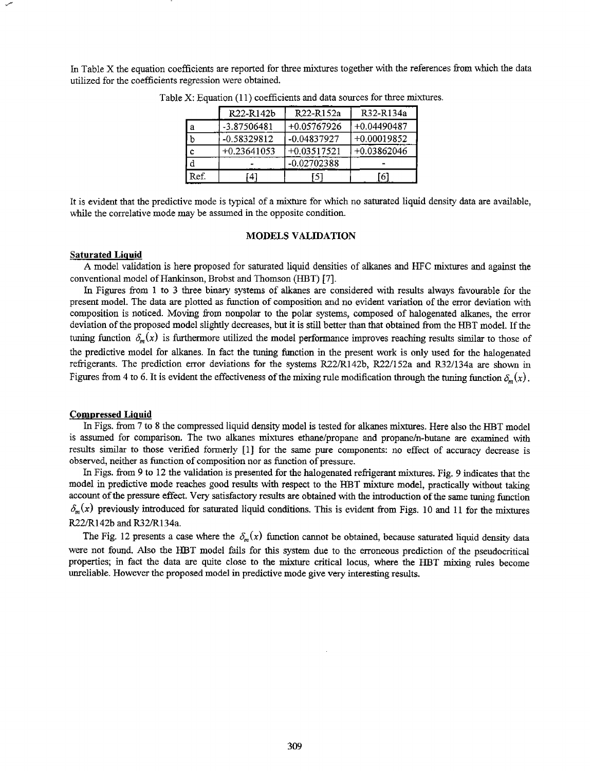In Table X the equation coefficients are reported for three mixtures together with the references from which the data utilized for the coefficients regression were obtained.

Table X: Equation (11) coefficients and data sources for three mixtures.

| | R22-R142b | R22-R152a | R32-R134a |
|---|---|---|---|
| a | -3.87506481 | +0.05767926 | +0.04490487 |
| b | -0.58329812 | -0.04837927 | +0.00019852 |
| c | +0.23641053 | +0.03517521 | +0.03862046 |
| d | - | -0.02702388 | - |
| Ref. | [4] | [5] | [6] |

It is evident that the predictive mode is typical of a mixture for which no saturated liquid density data are available, while the correlative mode may be assumed in the opposite condition.

## MODELS VALIDATION

### Saturated Liquid

A model validation is here proposed for saturated liquid densities of alkanes and HFC mixtures and against the conventional model of Hankinson, Brobst and Thomson (HBT) [7].

In Figures from 1 to 3 three binary systems of alkanes are considered with results always favourable for the present model. The data are plotted as function of composition and no evident variation of the error deviation with composition is noticed. Moving from nonpolar to the polar systems, composed of halogenated alkanes, the error deviation of the proposed model slightly decreases, but it is still better than that obtained from the HBT model. If the tuning function $\delta_m(x)$ is furthermore utilized the model performance improves reaching results similar to those of the predictive model for alkanes. In fact the tuning function in the present work is only used for the halogenated refrigerants. The prediction error deviations for the systems R22/R142b, R22/152a and R32/134a are shown in Figures from 4 to 6. It is evident the effectiveness of the mixing rule modification through the tuning function $\delta_m(x)$.

### Compressed Liquid

In Figs. from 7 to 8 the compressed liquid density model is tested for alkanes mixtures. Here also the HBT model is assumed for comparison. The two alkanes mixtures ethane/propane and propane/n-butane are examined with results similar to those verified formerly [1] for the same pure components: no effect of accuracy decrease is observed, neither as function of composition nor as function of pressure.

In Figs. from 9 to 12 the validation is presented for the halogenated refrigerant mixtures. Fig. 9 indicates that the model in predictive mode reaches good results with respect to the HBT mixture model, practically without taking account of the pressure effect. Very satisfactory results are obtained with the introduction of the same tuning function $\delta_m(x)$ previously introduced for saturated liquid conditions. This is evident from Figs. 10 and 11 for the mixtures R22/R142b and R32/R134a.

The Fig. 12 presents a case where the $\delta_m(x)$ function cannot be obtained, because saturated liquid density data were not found. Also the HBT model fails for this system due to the erroneous prediction of the pseudocritical properties; in fact the data are quite close to the mixture critical locus, where the HBT mixing rules become unreliable. However the proposed model in predictive mode give very interesting results.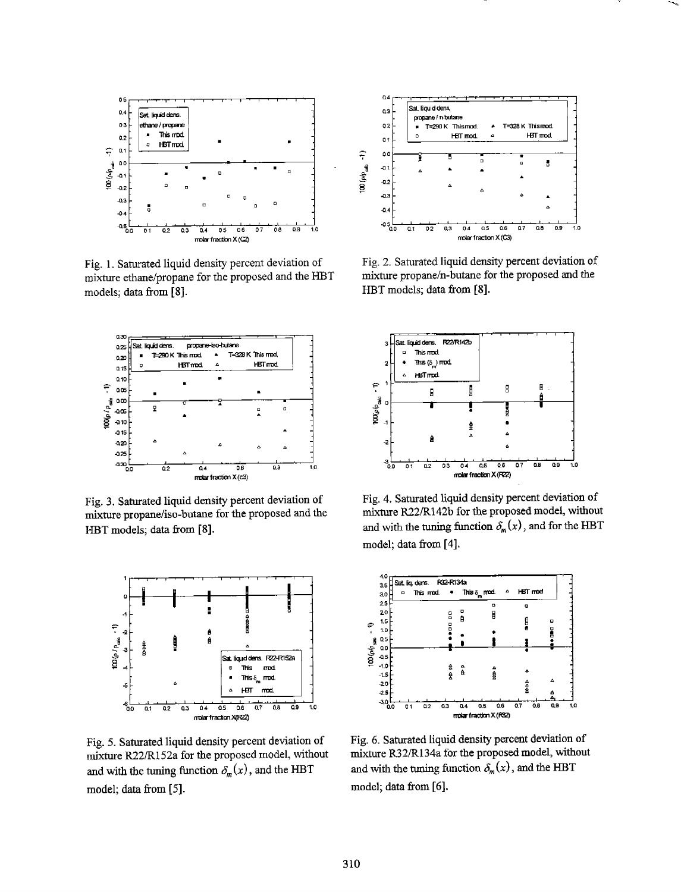Fig. 1. Saturated liquid density percent deviation of mixture ethane/propane for the proposed and the HBT models; data from [8].

Fig. 2. Saturated liquid density percent deviation of mixture propane/n-butane for the proposed and the HBT models; data from [8].

Fig. 3. Saturated liquid density percent deviation of mixture propane/iso-butane for the proposed and the HBT models; data from [8].

Fig. 4. Saturated liquid density percent deviation of mixture R22/R142b for the proposed model, without and with the tuning function $\delta_m(x)$, and for the HBT model; data from [4].

Fig. 5. Saturated liquid density percent deviation of mixture R22/R152a for the proposed model, without and with the tuning function $\delta_m(x)$, and the HBT model; data from [5].

Fig. 6. Saturated liquid density percent deviation of mixture R32/R134a for the proposed model, without and with the tuning function $\delta_m(x)$, and the HBT model; data from [6].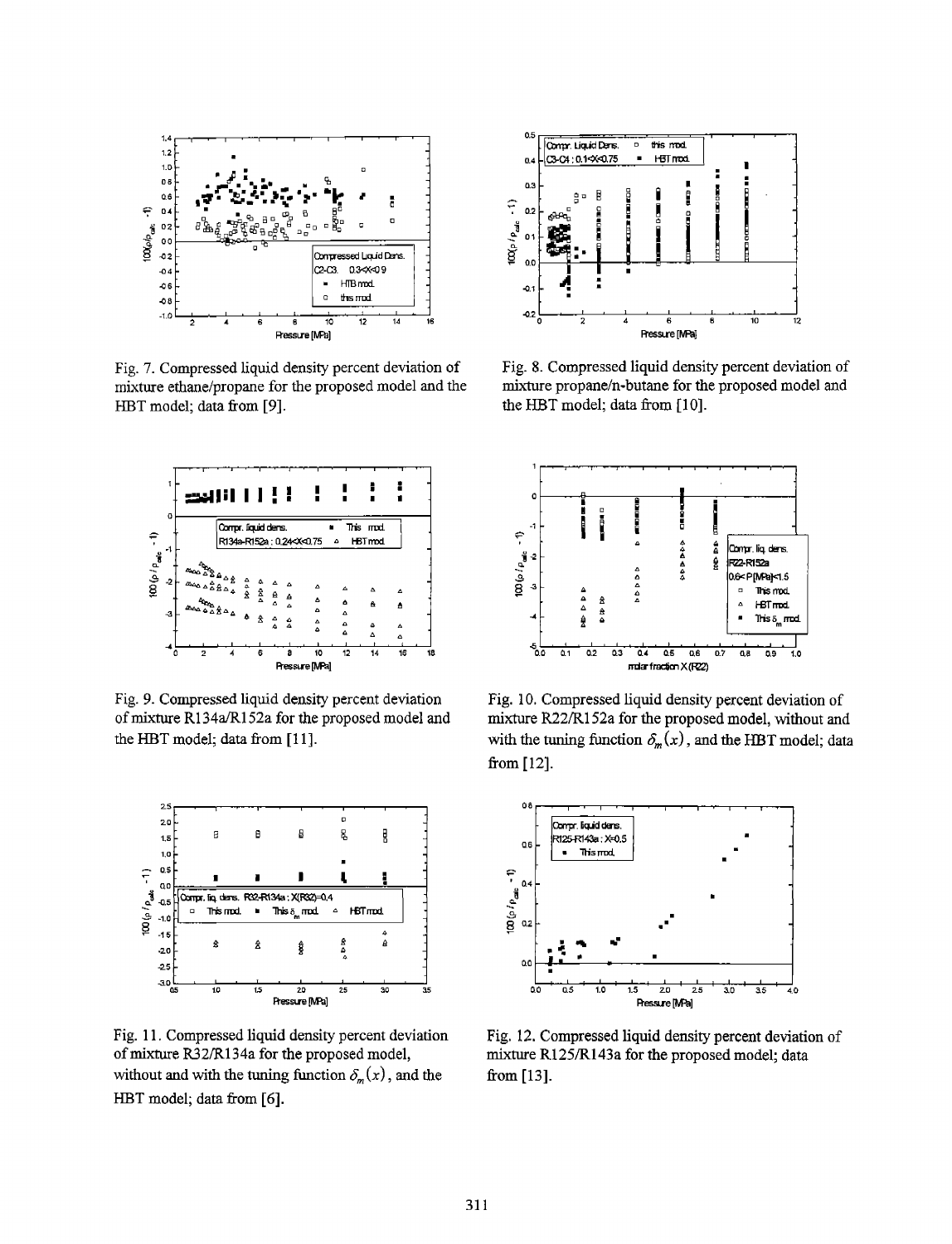Fig. 7. Compressed liquid density percent deviation of mixture ethane/propane for the proposed model and the HBT model; data from [9].

Fig. 8. Compressed liquid density percent deviation of mixture propane/n-butane for the proposed model and the HBT model; data from [10].

Fig. 9. Compressed liquid density percent deviation of mixture R134a/R152a for the proposed model and the HBT model; data from [11].

Fig. 10. Compressed liquid density percent deviation of mixture R22/R152a for the proposed model, without and with the tuning function $\delta_m(x)$, and the HBT model; data from [12].

Fig. 11. Compressed liquid density percent deviation of mixture R32/R134a for the proposed model, without and with the tuning function $\delta_m(x)$, and the HBT model; data from [6].

Fig. 12. Compressed liquid density percent deviation of mixture R125/R143a for the proposed model; data from [13].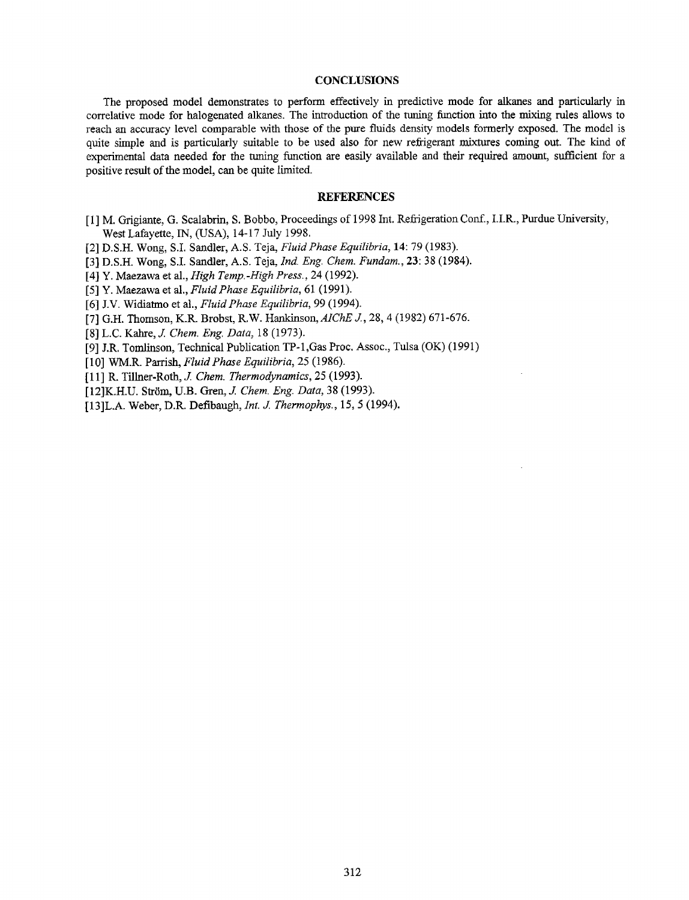## CONCLUSIONS

The proposed model demonstrates to perform effectively in predictive mode for alkanes and particularly in correlative mode for halogenated alkanes. The introduction of the tuning function into the mixing rules allows to reach an accuracy level comparable with those of the pure fluids density models formerly exposed. The model is quite simple and is particularly suitable to be used also for new refrigerant mixtures coming out. The kind of experimental data needed for the tuning function are easily available and their required amount, sufficient for a positive result of the model, can be quite limited.

## REFERENCES

[1] M. Grigiante, G. Scalabrin, S. Bobbo, Proceedings of 1998 Int. Refrigeration Conf., I.I.R., Purdue University, West Lafayette, IN, (USA), 14-17 July 1998.

[2] D.S.H. Wong, S.I. Sandler, A.S. Teja, *Fluid Phase Equilibria*, **14**: 79 (1983).

[3] D.S.H. Wong, S.I. Sandler, A.S. Teja, *Ind. Eng. Chem. Fundam.*, **23**: 38 (1984).

[4] Y. Maezawa et al., *High Temp.-High Press.*, 24 (1992).

[5] Y. Maezawa et al., *Fluid Phase Equilibria*, 61 (1991).

[6] J.V. Widiatmo et al., *Fluid Phase Equilibria*, 99 (1994).

[7] G.H. Thomson, K.R. Brobst, R.W. Hankinson, *AIChE J.*, 28, 4 (1982) 671-676.

[8] L.C. Kahre, *J. Chem. Eng. Data*, 18 (1973).

[9] J.R. Tomlinson, Technical Publication TP-1,Gas Proc. Assoc., Tulsa (OK) (1991)

[10] WM.R. Parrish, *Fluid Phase Equilibria*, 25 (1986).

[11] R. Tillner-Roth, *J. Chem. Thermodynamics*, 25 (1993).

[12]K.H.U. Ström, U.B. Gren, *J. Chem. Eng. Data*, 38 (1993).

[13]L.A. Weber, D.R. Defibaugh, *Int. J. Thermophys.*, 15, 5 (1994).